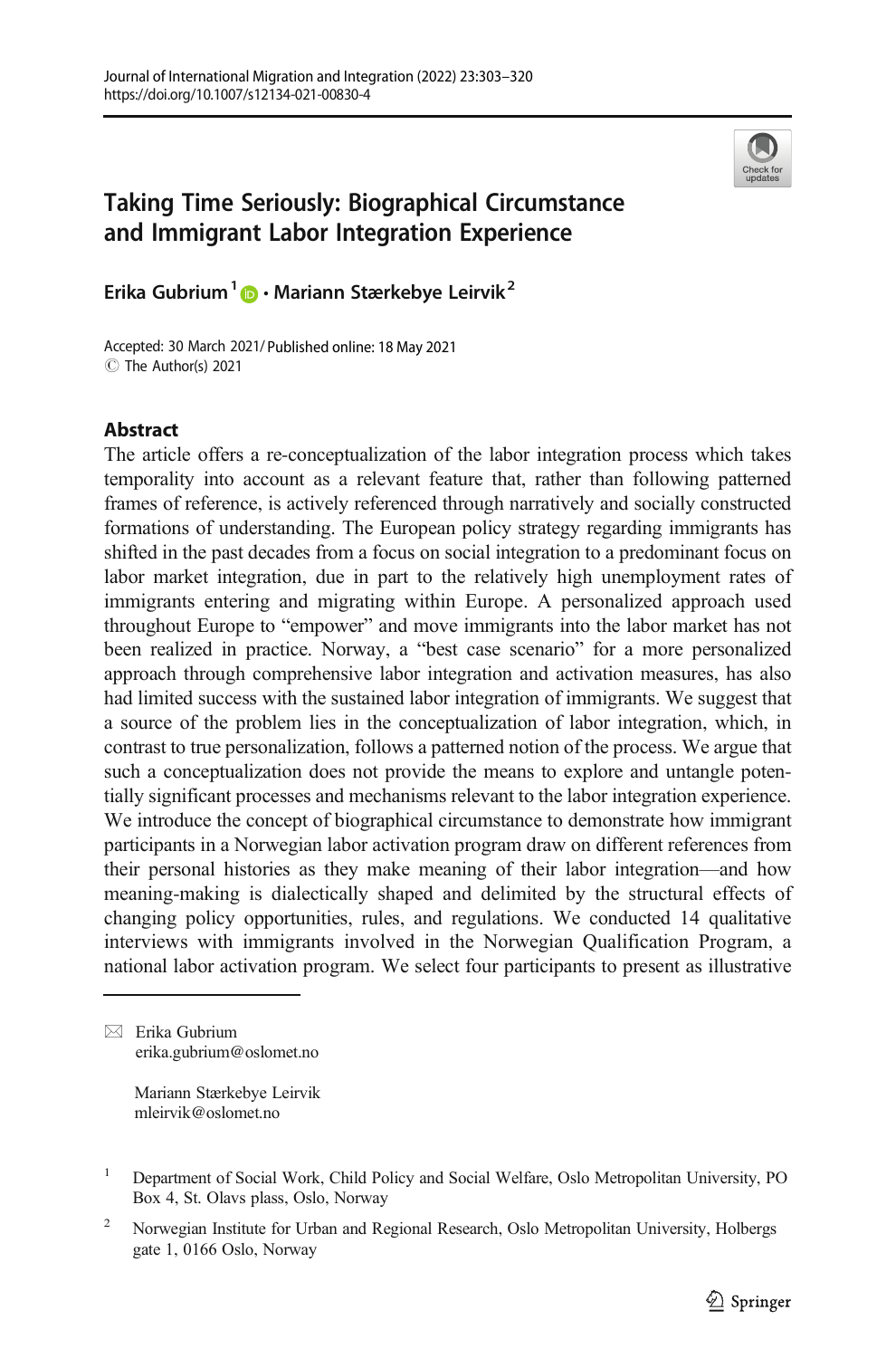# Taking Time Seriously: Biographical Circumstance and Immigrant Labor Integration Experience

**Erika Gubrium**[1] **· Mariann Stærkebye Leirvik**[2]

Accepted: 30 March 2021/ Published online: 18 May 2021
© The Author(s) 2021

## Abstract

The article offers a re-conceptualization of the labor integration process which takes temporality into account as a relevant feature that, rather than following patterned frames of reference, is actively referenced through narratively and socially constructed formations of understanding. The European policy strategy regarding immigrants has shifted in the past decades from a focus on social integration to a predominant focus on labor market integration, due in part to the relatively high unemployment rates of immigrants entering and migrating within Europe. A personalized approach used throughout Europe to "empower" and move immigrants into the labor market has not been realized in practice. Norway, a "best case scenario" for a more personalized approach through comprehensive labor integration and activation measures, has also had limited success with the sustained labor integration of immigrants. We suggest that a source of the problem lies in the conceptualization of labor integration, which, in contrast to true personalization, follows a patterned notion of the process. We argue that such a conceptualization does not provide the means to explore and untangle potentially significant processes and mechanisms relevant to the labor integration experience. We introduce the concept of biographical circumstance to demonstrate how immigrant participants in a Norwegian labor activation program draw on different references from their personal histories as they make meaning of their labor integration—and how meaning-making is dialectically shaped and delimited by the structural effects of changing policy opportunities, rules, and regulations. We conducted 14 qualitative interviews with immigrants involved in the Norwegian Qualification Program, a national labor activation program. We select four participants to present as illustrative

---

✉ Erika Gubrium
erika.gubrium@oslomet.no

Mariann Stærkebye Leirvik
mleirvik@oslomet.no

[1] Department of Social Work, Child Policy and Social Welfare, Oslo Metropolitan University, PO Box 4, St. Olavs plass, Oslo, Norway

[2] Norwegian Institute for Urban and Regional Research, Oslo Metropolitan University, Holbergs gate 1, 0166 Oslo, Norway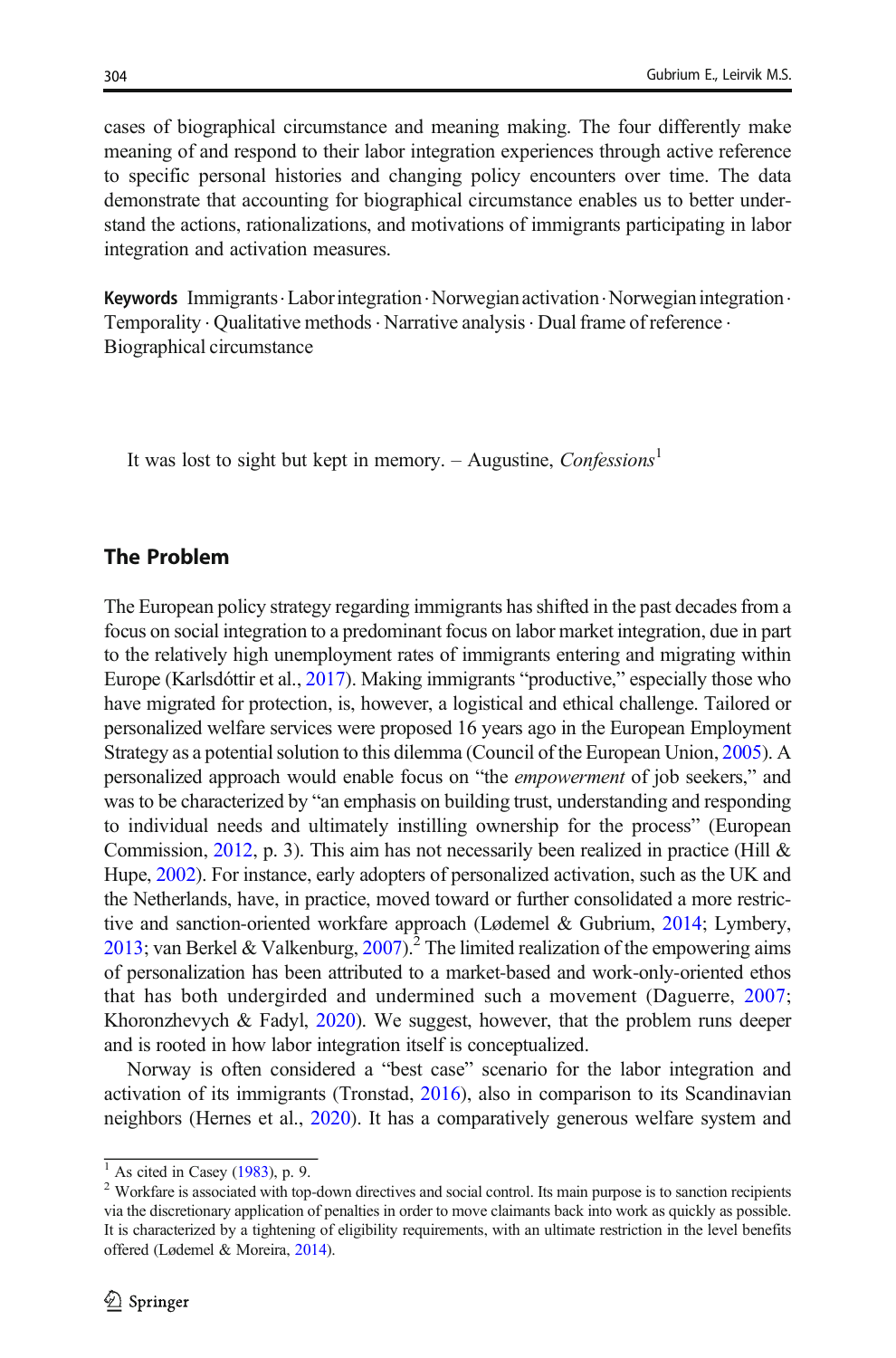cases of biographical circumstance and meaning making. The four differently make meaning of and respond to their labor integration experiences through active reference to specific personal histories and changing policy encounters over time. The data demonstrate that accounting for biographical circumstance enables us to better understand the actions, rationalizations, and motivations of immigrants participating in labor integration and activation measures.

**Keywords** Immigrants · Labor integration · Norwegian activation · Norwegian integration · Temporality · Qualitative methods · Narrative analysis · Dual frame of reference · Biographical circumstance

It was lost to sight but kept in memory. – Augustine, *Confessions*[1]

## The Problem

The European policy strategy regarding immigrants has shifted in the past decades from a focus on social integration to a predominant focus on labor market integration, due in part to the relatively high unemployment rates of immigrants entering and migrating within Europe (Karlsdóttir et al., 2017). Making immigrants "productive," especially those who have migrated for protection, is, however, a logistical and ethical challenge. Tailored or personalized welfare services were proposed 16 years ago in the European Employment Strategy as a potential solution to this dilemma (Council of the European Union, 2005). A personalized approach would enable focus on "the *empowerment* of job seekers," and was to be characterized by "an emphasis on building trust, understanding and responding to individual needs and ultimately instilling ownership for the process" (European Commission, 2012, p. 3). This aim has not necessarily been realized in practice (Hill & Hupe, 2002). For instance, early adopters of personalized activation, such as the UK and the Netherlands, have, in practice, moved toward or further consolidated a more restrictive and sanction-oriented workfare approach (Lødemel & Gubrium, 2014; Lymbery, 2013; van Berkel & Valkenburg, 2007).[2] The limited realization of the empowering aims of personalization has been attributed to a market-based and work-only-oriented ethos that has both undergirded and undermined such a movement (Daguerre, 2007; Khoronzhevych & Fadyl, 2020). We suggest, however, that the problem runs deeper and is rooted in how labor integration itself is conceptualized.

Norway is often considered a "best case" scenario for the labor integration and activation of its immigrants (Tronstad, 2016), also in comparison to its Scandinavian neighbors (Hernes et al., 2020). It has a comparatively generous welfare system and

[1] As cited in Casey (1983), p. 9.

[2] Workfare is associated with top-down directives and social control. Its main purpose is to sanction recipients via the discretionary application of penalties in order to move claimants back into work as quickly as possible. It is characterized by a tightening of eligibility requirements, with an ultimate restriction in the level benefits offered (Lødemel & Moreira, 2014).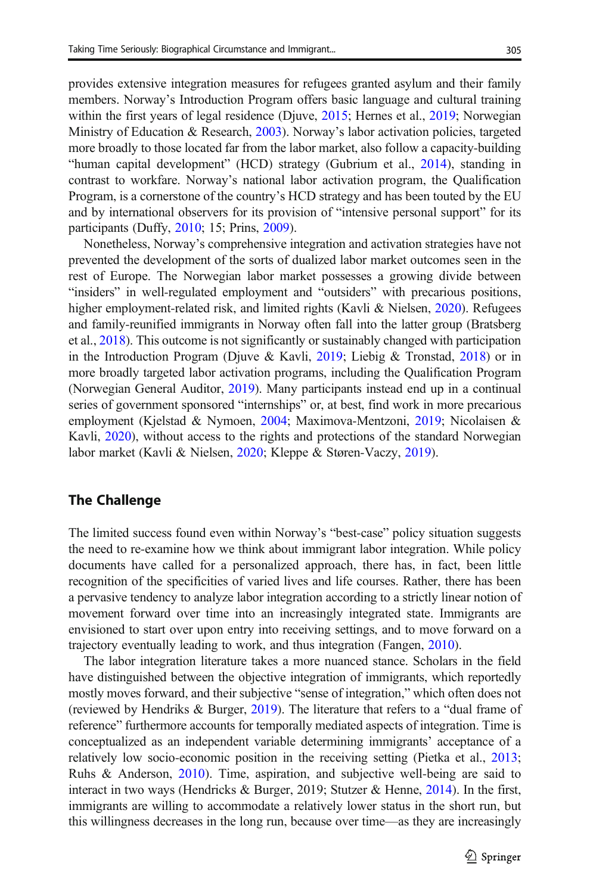provides extensive integration measures for refugees granted asylum and their family members. Norway's Introduction Program offers basic language and cultural training within the first years of legal residence (Djuve, 2015; Hernes et al., 2019; Norwegian Ministry of Education & Research, 2003). Norway's labor activation policies, targeted more broadly to those located far from the labor market, also follow a capacity-building "human capital development" (HCD) strategy (Gubrium et al., 2014), standing in contrast to workfare. Norway's national labor activation program, the Qualification Program, is a cornerstone of the country's HCD strategy and has been touted by the EU and by international observers for its provision of "intensive personal support" for its participants (Duffy, 2010; 15; Prins, 2009).

Nonetheless, Norway's comprehensive integration and activation strategies have not prevented the development of the sorts of dualized labor market outcomes seen in the rest of Europe. The Norwegian labor market possesses a growing divide between "insiders" in well-regulated employment and "outsiders" with precarious positions, higher employment-related risk, and limited rights (Kavli & Nielsen, 2020). Refugees and family-reunified immigrants in Norway often fall into the latter group (Bratsberg et al., 2018). This outcome is not significantly or sustainably changed with participation in the Introduction Program (Djuve & Kavli, 2019; Liebig & Tronstad, 2018) or in more broadly targeted labor activation programs, including the Qualification Program (Norwegian General Auditor, 2019). Many participants instead end up in a continual series of government sponsored "internships" or, at best, find work in more precarious employment (Kjelstad & Nymoen, 2004; Maximova-Mentzoni, 2019; Nicolaisen & Kavli, 2020), without access to the rights and protections of the standard Norwegian labor market (Kavli & Nielsen, 2020; Kleppe & Støren-Vaczy, 2019).

## The Challenge

The limited success found even within Norway's "best-case" policy situation suggests the need to re-examine how we think about immigrant labor integration. While policy documents have called for a personalized approach, there has, in fact, been little recognition of the specificities of varied lives and life courses. Rather, there has been a pervasive tendency to analyze labor integration according to a strictly linear notion of movement forward over time into an increasingly integrated state. Immigrants are envisioned to start over upon entry into receiving settings, and to move forward on a trajectory eventually leading to work, and thus integration (Fangen, 2010).

The labor integration literature takes a more nuanced stance. Scholars in the field have distinguished between the objective integration of immigrants, which reportedly mostly moves forward, and their subjective "sense of integration," which often does not (reviewed by Hendriks & Burger, 2019). The literature that refers to a "dual frame of reference" furthermore accounts for temporally mediated aspects of integration. Time is conceptualized as an independent variable determining immigrants' acceptance of a relatively low socio-economic position in the receiving setting (Pietka et al., 2013; Ruhs & Anderson, 2010). Time, aspiration, and subjective well-being are said to interact in two ways (Hendricks & Burger, 2019; Stutzer & Henne, 2014). In the first, immigrants are willing to accommodate a relatively lower status in the short run, but this willingness decreases in the long run, because over time—as they are increasingly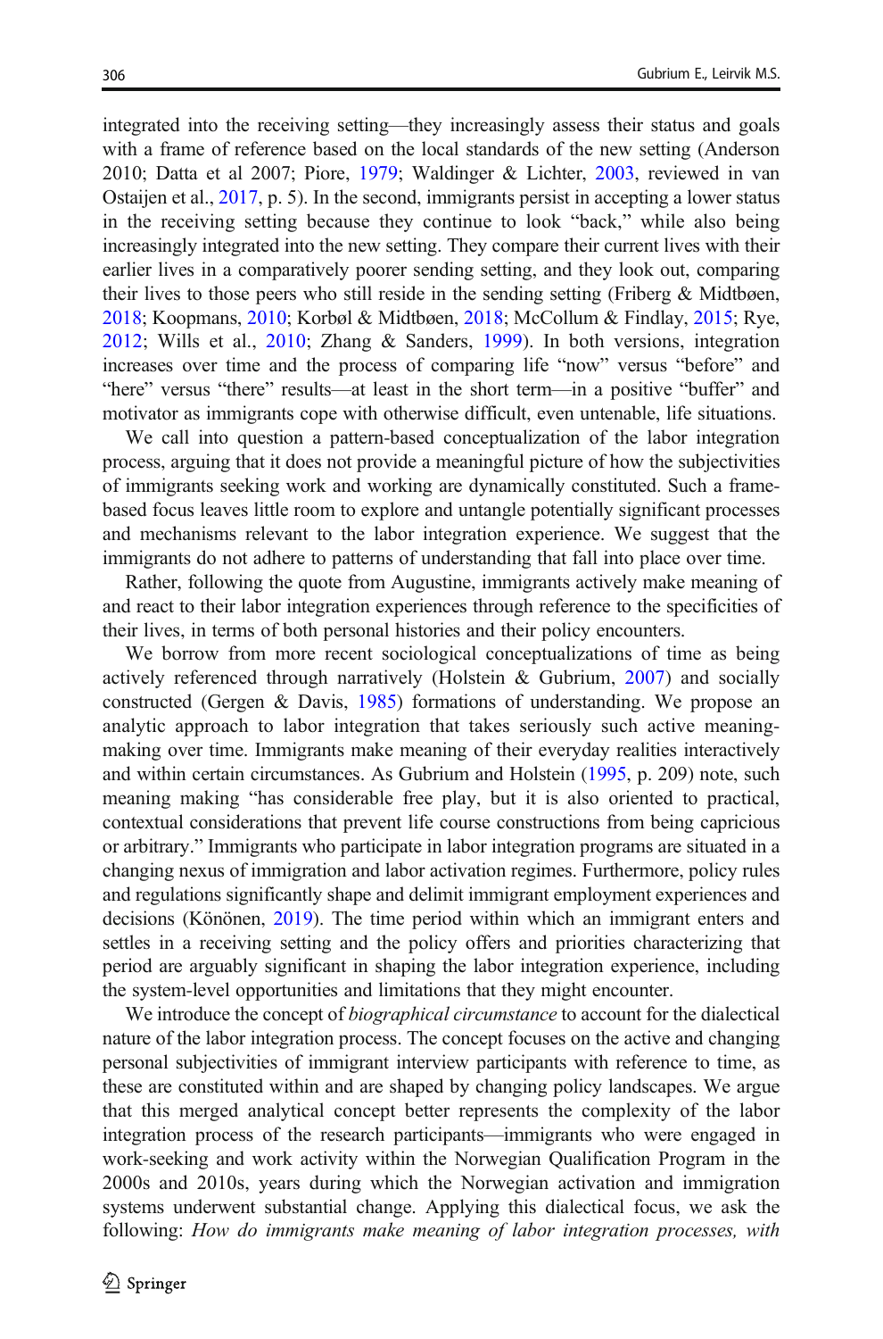integrated into the receiving setting—they increasingly assess their status and goals with a frame of reference based on the local standards of the new setting (Anderson 2010; Datta et al 2007; Piore, 1979; Waldinger & Lichter, 2003, reviewed in van Ostaijen et al., 2017, p. 5). In the second, immigrants persist in accepting a lower status in the receiving setting because they continue to look "back," while also being increasingly integrated into the new setting. They compare their current lives with their earlier lives in a comparatively poorer sending setting, and they look out, comparing their lives to those peers who still reside in the sending setting (Friberg & Midtbøen, 2018; Koopmans, 2010; Korbøl & Midtbøen, 2018; McCollum & Findlay, 2015; Rye, 2012; Wills et al., 2010; Zhang & Sanders, 1999). In both versions, integration increases over time and the process of comparing life "now" versus "before" and "here" versus "there" results—at least in the short term—in a positive "buffer" and motivator as immigrants cope with otherwise difficult, even untenable, life situations.

We call into question a pattern-based conceptualization of the labor integration process, arguing that it does not provide a meaningful picture of how the subjectivities of immigrants seeking work and working are dynamically constituted. Such a frame-based focus leaves little room to explore and untangle potentially significant processes and mechanisms relevant to the labor integration experience. We suggest that the immigrants do not adhere to patterns of understanding that fall into place over time.

Rather, following the quote from Augustine, immigrants actively make meaning of and react to their labor integration experiences through reference to the specificities of their lives, in terms of both personal histories and their policy encounters.

We borrow from more recent sociological conceptualizations of time as being actively referenced through narratively (Holstein & Gubrium, 2007) and socially constructed (Gergen & Davis, 1985) formations of understanding. We propose an analytic approach to labor integration that takes seriously such active meaning-making over time. Immigrants make meaning of their everyday realities interactively and within certain circumstances. As Gubrium and Holstein (1995, p. 209) note, such meaning making "has considerable free play, but it is also oriented to practical, contextual considerations that prevent life course constructions from being capricious or arbitrary." Immigrants who participate in labor integration programs are situated in a changing nexus of immigration and labor activation regimes. Furthermore, policy rules and regulations significantly shape and delimit immigrant employment experiences and decisions (Könönen, 2019). The time period within which an immigrant enters and settles in a receiving setting and the policy offers and priorities characterizing that period are arguably significant in shaping the labor integration experience, including the system-level opportunities and limitations that they might encounter.

We introduce the concept of *biographical circumstance* to account for the dialectical nature of the labor integration process. The concept focuses on the active and changing personal subjectivities of immigrant interview participants with reference to time, as these are constituted within and are shaped by changing policy landscapes. We argue that this merged analytical concept better represents the complexity of the labor integration process of the research participants—immigrants who were engaged in work-seeking and work activity within the Norwegian Qualification Program in the 2000s and 2010s, years during which the Norwegian activation and immigration systems underwent substantial change. Applying this dialectical focus, we ask the following: *How do immigrants make meaning of labor integration processes, with*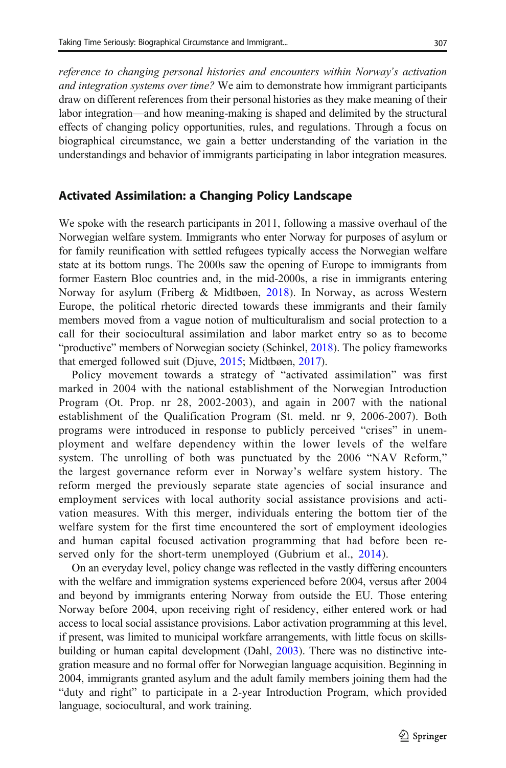*reference to changing personal histories and encounters within Norway's activation and integration systems over time?* We aim to demonstrate how immigrant participants draw on different references from their personal histories as they make meaning of their labor integration—and how meaning-making is shaped and delimited by the structural effects of changing policy opportunities, rules, and regulations. Through a focus on biographical circumstance, we gain a better understanding of the variation in the understandings and behavior of immigrants participating in labor integration measures.

## Activated Assimilation: a Changing Policy Landscape

We spoke with the research participants in 2011, following a massive overhaul of the Norwegian welfare system. Immigrants who enter Norway for purposes of asylum or for family reunification with settled refugees typically access the Norwegian welfare state at its bottom rungs. The 2000s saw the opening of Europe to immigrants from former Eastern Bloc countries and, in the mid-2000s, a rise in immigrants entering Norway for asylum (Friberg & Midtbøen, 2018). In Norway, as across Western Europe, the political rhetoric directed towards these immigrants and their family members moved from a vague notion of multiculturalism and social protection to a call for their sociocultural assimilation and labor market entry so as to become "productive" members of Norwegian society (Schinkel, 2018). The policy frameworks that emerged followed suit (Djuve, 2015; Midtbøen, 2017).

Policy movement towards a strategy of "activated assimilation" was first marked in 2004 with the national establishment of the Norwegian Introduction Program (Ot. Prop. nr 28, 2002-2003), and again in 2007 with the national establishment of the Qualification Program (St. meld. nr 9, 2006-2007). Both programs were introduced in response to publicly perceived "crises" in unemployment and welfare dependency within the lower levels of the welfare system. The unrolling of both was punctuated by the 2006 "NAV Reform," the largest governance reform ever in Norway's welfare system history. The reform merged the previously separate state agencies of social insurance and employment services with local authority social assistance provisions and activation measures. With this merger, individuals entering the bottom tier of the welfare system for the first time encountered the sort of employment ideologies and human capital focused activation programming that had before been reserved only for the short-term unemployed (Gubrium et al., 2014).

On an everyday level, policy change was reflected in the vastly differing encounters with the welfare and immigration systems experienced before 2004, versus after 2004 and beyond by immigrants entering Norway from outside the EU. Those entering Norway before 2004, upon receiving right of residency, either entered work or had access to local social assistance provisions. Labor activation programming at this level, if present, was limited to municipal workfare arrangements, with little focus on skills-building or human capital development (Dahl, 2003). There was no distinctive integration measure and no formal offer for Norwegian language acquisition. Beginning in 2004, immigrants granted asylum and the adult family members joining them had the "duty and right" to participate in a 2-year Introduction Program, which provided language, sociocultural, and work training.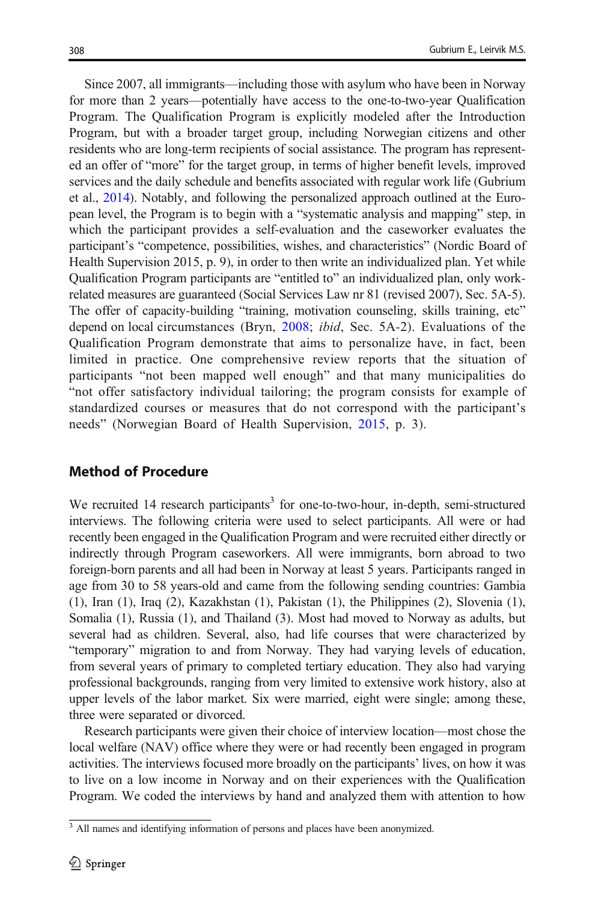Since 2007, all immigrants—including those with asylum who have been in Norway for more than 2 years—potentially have access to the one-to-two-year Qualification Program. The Qualification Program is explicitly modeled after the Introduction Program, but with a broader target group, including Norwegian citizens and other residents who are long-term recipients of social assistance. The program has represented an offer of "more" for the target group, in terms of higher benefit levels, improved services and the daily schedule and benefits associated with regular work life (Gubrium et al., 2014). Notably, and following the personalized approach outlined at the European level, the Program is to begin with a "systematic analysis and mapping" step, in which the participant provides a self-evaluation and the caseworker evaluates the participant's "competence, possibilities, wishes, and characteristics" (Nordic Board of Health Supervision 2015, p. 9), in order to then write an individualized plan. Yet while Qualification Program participants are "entitled to" an individualized plan, only work-related measures are guaranteed (Social Services Law nr 81 (revised 2007), Sec. 5A-5). The offer of capacity-building "training, motivation counseling, skills training, etc" depend on local circumstances (Bryn, 2008; *ibid*, Sec. 5A-2). Evaluations of the Qualification Program demonstrate that aims to personalize have, in fact, been limited in practice. One comprehensive review reports that the situation of participants "not been mapped well enough" and that many municipalities do "not offer satisfactory individual tailoring; the program consists for example of standardized courses or measures that do not correspond with the participant's needs" (Norwegian Board of Health Supervision, 2015, p. 3).

## Method of Procedure

We recruited 14 research participants[3] for one-to-two-hour, in-depth, semi-structured interviews. The following criteria were used to select participants. All were or had recently been engaged in the Qualification Program and were recruited either directly or indirectly through Program caseworkers. All were immigrants, born abroad to two foreign-born parents and all had been in Norway at least 5 years. Participants ranged in age from 30 to 58 years-old and came from the following sending countries: Gambia (1), Iran (1), Iraq (2), Kazakhstan (1), Pakistan (1), the Philippines (2), Slovenia (1), Somalia (1), Russia (1), and Thailand (3). Most had moved to Norway as adults, but several had as children. Several, also, had life courses that were characterized by "temporary" migration to and from Norway. They had varying levels of education, from several years of primary to completed tertiary education. They also had varying professional backgrounds, ranging from very limited to extensive work history, also at upper levels of the labor market. Six were married, eight were single; among these, three were separated or divorced.

Research participants were given their choice of interview location—most chose the local welfare (NAV) office where they were or had recently been engaged in program activities. The interviews focused more broadly on the participants' lives, on how it was to live on a low income in Norway and on their experiences with the Qualification Program. We coded the interviews by hand and analyzed them with attention to how

[3] All names and identifying information of persons and places have been anonymized.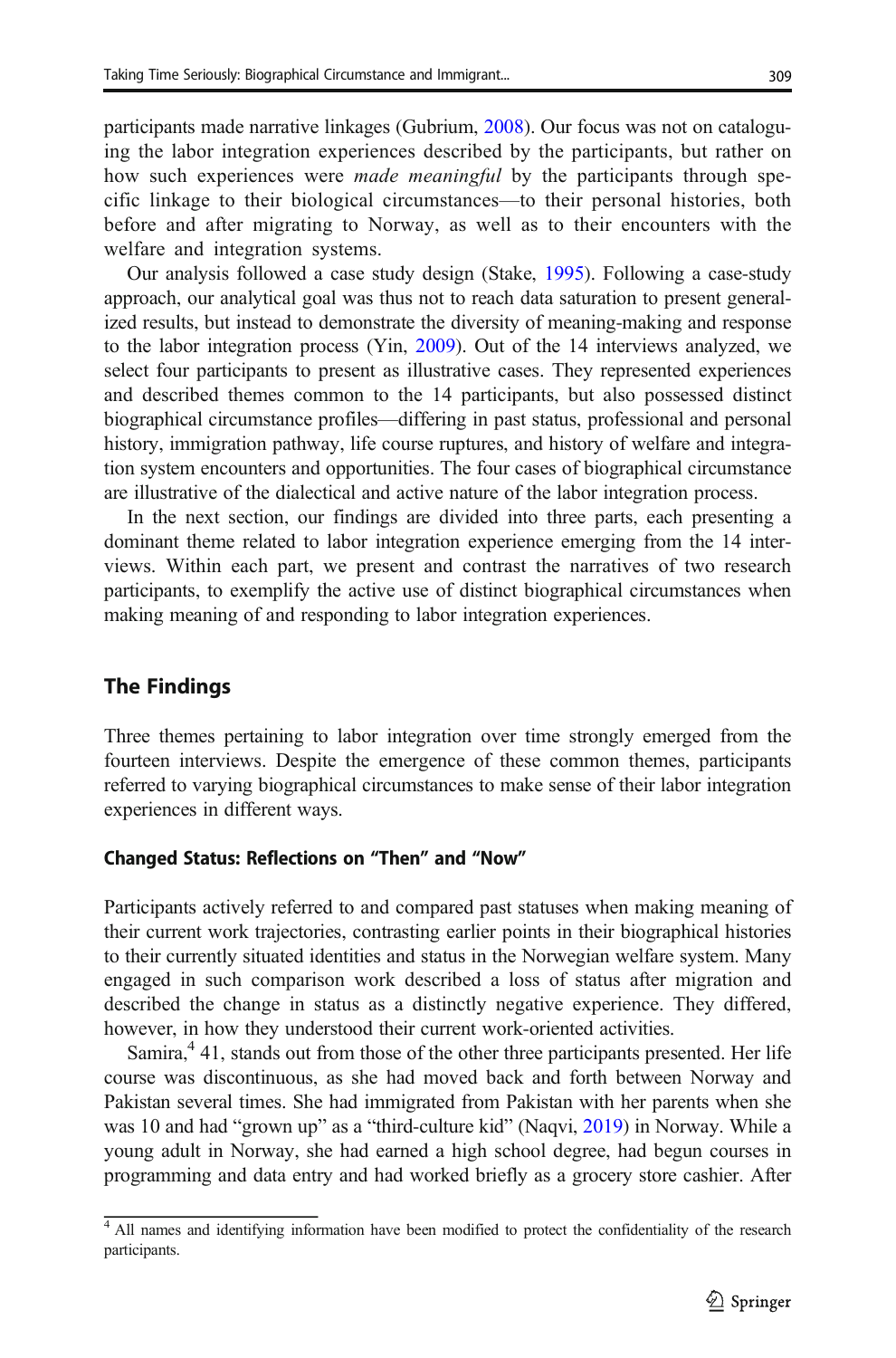participants made narrative linkages (Gubrium, 2008). Our focus was not on cataloguing the labor integration experiences described by the participants, but rather on how such experiences were *made meaningful* by the participants through specific linkage to their biological circumstances—to their personal histories, both before and after migrating to Norway, as well as to their encounters with the welfare and integration systems.

Our analysis followed a case study design (Stake, 1995). Following a case-study approach, our analytical goal was thus not to reach data saturation to present generalized results, but instead to demonstrate the diversity of meaning-making and response to the labor integration process (Yin, 2009). Out of the 14 interviews analyzed, we select four participants to present as illustrative cases. They represented experiences and described themes common to the 14 participants, but also possessed distinct biographical circumstance profiles—differing in past status, professional and personal history, immigration pathway, life course ruptures, and history of welfare and integration system encounters and opportunities. The four cases of biographical circumstance are illustrative of the dialectical and active nature of the labor integration process.

In the next section, our findings are divided into three parts, each presenting a dominant theme related to labor integration experience emerging from the 14 interviews. Within each part, we present and contrast the narratives of two research participants, to exemplify the active use of distinct biographical circumstances when making meaning of and responding to labor integration experiences.

## The Findings

Three themes pertaining to labor integration over time strongly emerged from the fourteen interviews. Despite the emergence of these common themes, participants referred to varying biographical circumstances to make sense of their labor integration experiences in different ways.

### Changed Status: Reflections on "Then" and "Now"

Participants actively referred to and compared past statuses when making meaning of their current work trajectories, contrasting earlier points in their biographical histories to their currently situated identities and status in the Norwegian welfare system. Many engaged in such comparison work described a loss of status after migration and described the change in status as a distinctly negative experience. They differed, however, in how they understood their current work-oriented activities.

Samira,[4] 41, stands out from those of the other three participants presented. Her life course was discontinuous, as she had moved back and forth between Norway and Pakistan several times. She had immigrated from Pakistan with her parents when she was 10 and had "grown up" as a "third-culture kid" (Naqvi, 2019) in Norway. While a young adult in Norway, she had earned a high school degree, had begun courses in programming and data entry and had worked briefly as a grocery store cashier. After

[4] All names and identifying information have been modified to protect the confidentiality of the research participants.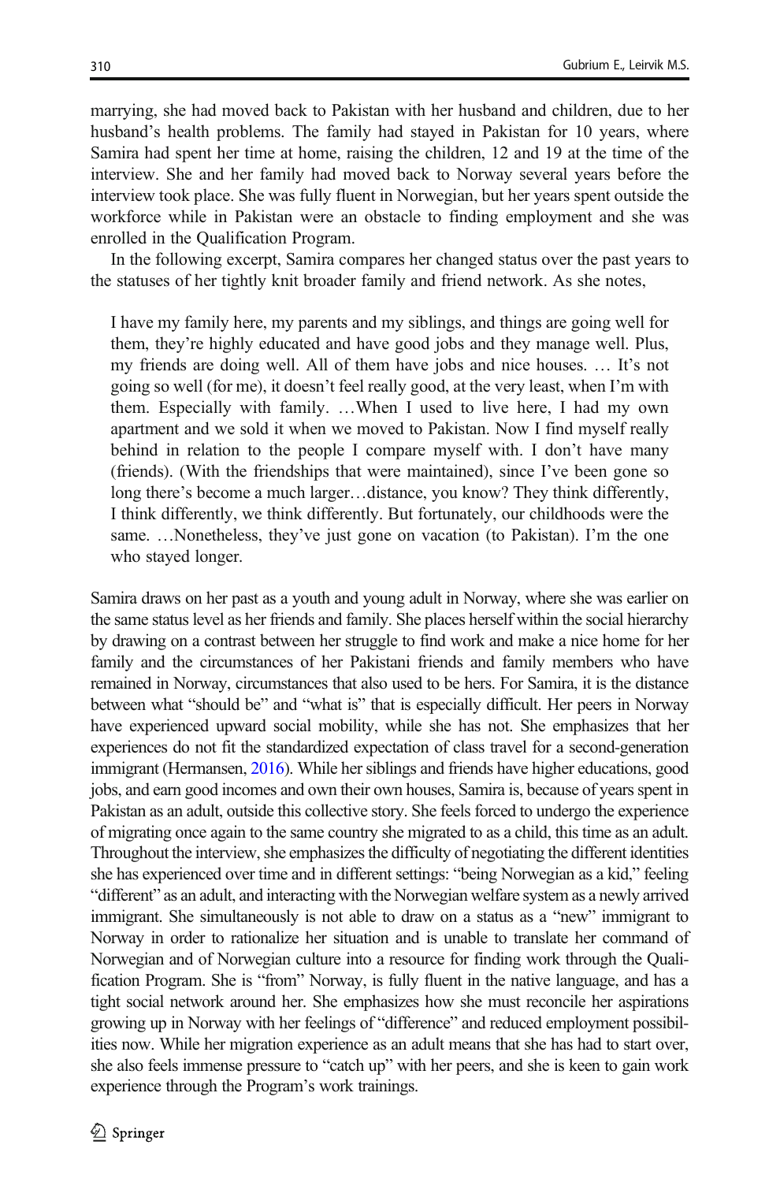marrying, she had moved back to Pakistan with her husband and children, due to her husband's health problems. The family had stayed in Pakistan for 10 years, where Samira had spent her time at home, raising the children, 12 and 19 at the time of the interview. She and her family had moved back to Norway several years before the interview took place. She was fully fluent in Norwegian, but her years spent outside the workforce while in Pakistan were an obstacle to finding employment and she was enrolled in the Qualification Program.

In the following excerpt, Samira compares her changed status over the past years to the statuses of her tightly knit broader family and friend network. As she notes,

> I have my family here, my parents and my siblings, and things are going well for them, they're highly educated and have good jobs and they manage well. Plus, my friends are doing well. All of them have jobs and nice houses. … It's not going so well (for me), it doesn't feel really good, at the very least, when I'm with them. Especially with family. …When I used to live here, I had my own apartment and we sold it when we moved to Pakistan. Now I find myself really behind in relation to the people I compare myself with. I don't have many (friends). (With the friendships that were maintained), since I've been gone so long there's become a much larger…distance, you know? They think differently, I think differently, we think differently. But fortunately, our childhoods were the same. …Nonetheless, they've just gone on vacation (to Pakistan). I'm the one who stayed longer.

Samira draws on her past as a youth and young adult in Norway, where she was earlier on the same status level as her friends and family. She places herself within the social hierarchy by drawing on a contrast between her struggle to find work and make a nice home for her family and the circumstances of her Pakistani friends and family members who have remained in Norway, circumstances that also used to be hers. For Samira, it is the distance between what "should be" and "what is" that is especially difficult. Her peers in Norway have experienced upward social mobility, while she has not. She emphasizes that her experiences do not fit the standardized expectation of class travel for a second-generation immigrant (Hermansen, 2016). While her siblings and friends have higher educations, good jobs, and earn good incomes and own their own houses, Samira is, because of years spent in Pakistan as an adult, outside this collective story. She feels forced to undergo the experience of migrating once again to the same country she migrated to as a child, this time as an adult. Throughout the interview, she emphasizes the difficulty of negotiating the different identities she has experienced over time and in different settings: "being Norwegian as a kid," feeling "different" as an adult, and interacting with the Norwegian welfare system as a newly arrived immigrant. She simultaneously is not able to draw on a status as a "new" immigrant to Norway in order to rationalize her situation and is unable to translate her command of Norwegian and of Norwegian culture into a resource for finding work through the Qualification Program. She is "from" Norway, is fully fluent in the native language, and has a tight social network around her. She emphasizes how she must reconcile her aspirations growing up in Norway with her feelings of "difference" and reduced employment possibilities now. While her migration experience as an adult means that she has had to start over, she also feels immense pressure to "catch up" with her peers, and she is keen to gain work experience through the Program's work trainings.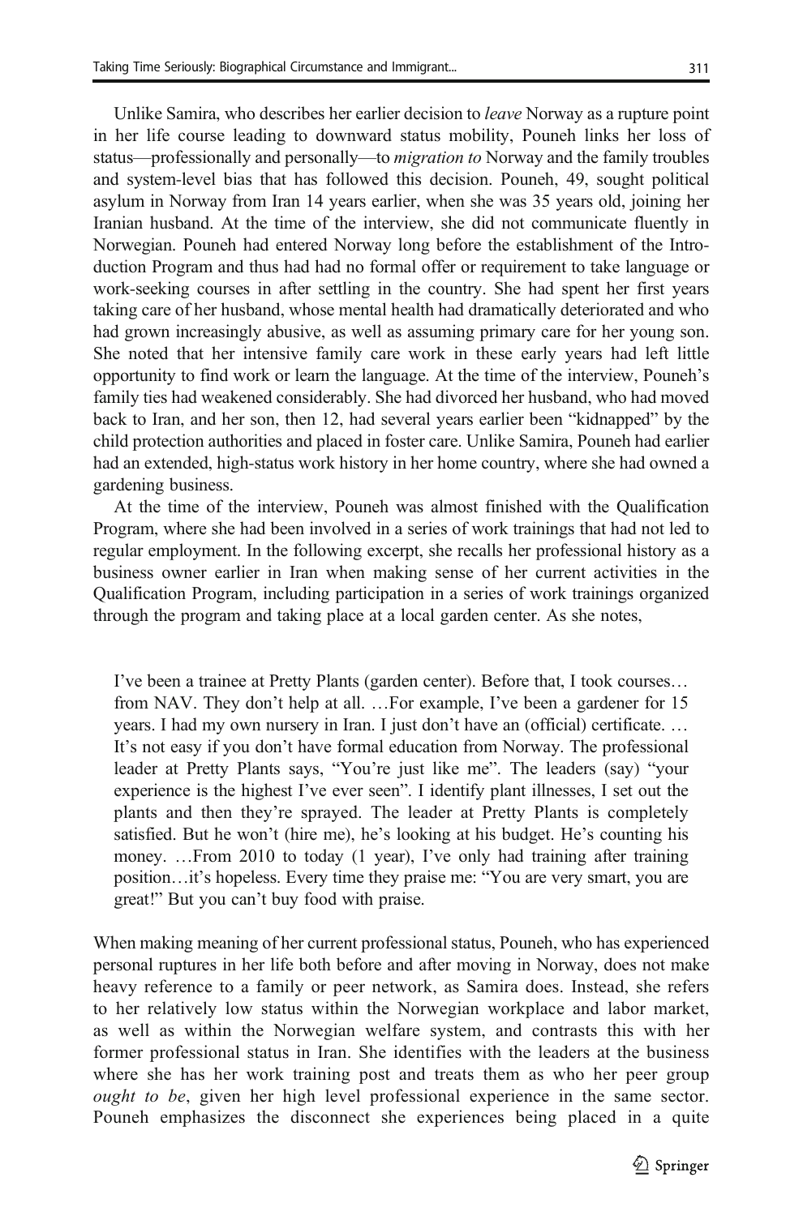Unlike Samira, who describes her earlier decision to *leave* Norway as a rupture point in her life course leading to downward status mobility, Pouneh links her loss of status—professionally and personally—to *migration to* Norway and the family troubles and system-level bias that has followed this decision. Pouneh, 49, sought political asylum in Norway from Iran 14 years earlier, when she was 35 years old, joining her Iranian husband. At the time of the interview, she did not communicate fluently in Norwegian. Pouneh had entered Norway long before the establishment of the Introduction Program and thus had had no formal offer or requirement to take language or work-seeking courses in after settling in the country. She had spent her first years taking care of her husband, whose mental health had dramatically deteriorated and who had grown increasingly abusive, as well as assuming primary care for her young son. She noted that her intensive family care work in these early years had left little opportunity to find work or learn the language. At the time of the interview, Pouneh's family ties had weakened considerably. She had divorced her husband, who had moved back to Iran, and her son, then 12, had several years earlier been "kidnapped" by the child protection authorities and placed in foster care. Unlike Samira, Pouneh had earlier had an extended, high-status work history in her home country, where she had owned a gardening business.

At the time of the interview, Pouneh was almost finished with the Qualification Program, where she had been involved in a series of work trainings that had not led to regular employment. In the following excerpt, she recalls her professional history as a business owner earlier in Iran when making sense of her current activities in the Qualification Program, including participation in a series of work trainings organized through the program and taking place at a local garden center. As she notes,

> I've been a trainee at Pretty Plants (garden center). Before that, I took courses… from NAV. They don't help at all. …For example, I've been a gardener for 15 years. I had my own nursery in Iran. I just don't have an (official) certificate. … It's not easy if you don't have formal education from Norway. The professional leader at Pretty Plants says, "You're just like me". The leaders (say) "your experience is the highest I've ever seen". I identify plant illnesses, I set out the plants and then they're sprayed. The leader at Pretty Plants is completely satisfied. But he won't (hire me), he's looking at his budget. He's counting his money. …From 2010 to today (1 year), I've only had training after training position…it's hopeless. Every time they praise me: "You are very smart, you are great!" But you can't buy food with praise.

When making meaning of her current professional status, Pouneh, who has experienced personal ruptures in her life both before and after moving in Norway, does not make heavy reference to a family or peer network, as Samira does. Instead, she refers to her relatively low status within the Norwegian workplace and labor market, as well as within the Norwegian welfare system, and contrasts this with her former professional status in Iran. She identifies with the leaders at the business where she has her work training post and treats them as who her peer group *ought to be*, given her high level professional experience in the same sector. Pouneh emphasizes the disconnect she experiences being placed in a quite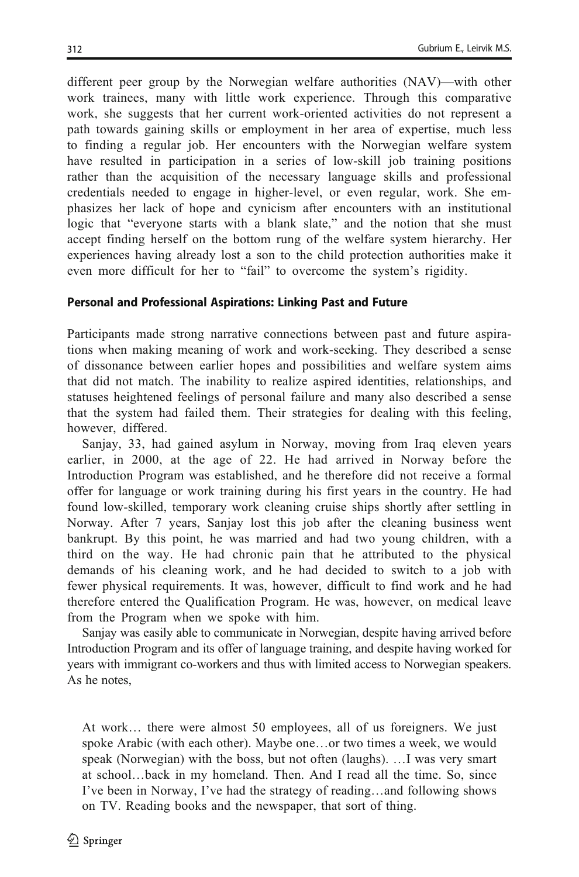different peer group by the Norwegian welfare authorities (NAV)—with other work trainees, many with little work experience. Through this comparative work, she suggests that her current work-oriented activities do not represent a path towards gaining skills or employment in her area of expertise, much less to finding a regular job. Her encounters with the Norwegian welfare system have resulted in participation in a series of low-skill job training positions rather than the acquisition of the necessary language skills and professional credentials needed to engage in higher-level, or even regular, work. She emphasizes her lack of hope and cynicism after encounters with an institutional logic that "everyone starts with a blank slate," and the notion that she must accept finding herself on the bottom rung of the welfare system hierarchy. Her experiences having already lost a son to the child protection authorities make it even more difficult for her to "fail" to overcome the system's rigidity.

#### Personal and Professional Aspirations: Linking Past and Future

Participants made strong narrative connections between past and future aspirations when making meaning of work and work-seeking. They described a sense of dissonance between earlier hopes and possibilities and welfare system aims that did not match. The inability to realize aspired identities, relationships, and statuses heightened feelings of personal failure and many also described a sense that the system had failed them. Their strategies for dealing with this feeling, however, differed.

Sanjay, 33, had gained asylum in Norway, moving from Iraq eleven years earlier, in 2000, at the age of 22. He had arrived in Norway before the Introduction Program was established, and he therefore did not receive a formal offer for language or work training during his first years in the country. He had found low-skilled, temporary work cleaning cruise ships shortly after settling in Norway. After 7 years, Sanjay lost this job after the cleaning business went bankrupt. By this point, he was married and had two young children, with a third on the way. He had chronic pain that he attributed to the physical demands of his cleaning work, and he had decided to switch to a job with fewer physical requirements. It was, however, difficult to find work and he had therefore entered the Qualification Program. He was, however, on medical leave from the Program when we spoke with him.

Sanjay was easily able to communicate in Norwegian, despite having arrived before Introduction Program and its offer of language training, and despite having worked for years with immigrant co-workers and thus with limited access to Norwegian speakers. As he notes,

> At work… there were almost 50 employees, all of us foreigners. We just spoke Arabic (with each other). Maybe one…or two times a week, we would speak (Norwegian) with the boss, but not often (laughs). …I was very smart at school…back in my homeland. Then. And I read all the time. So, since I've been in Norway, I've had the strategy of reading…and following shows on TV. Reading books and the newspaper, that sort of thing.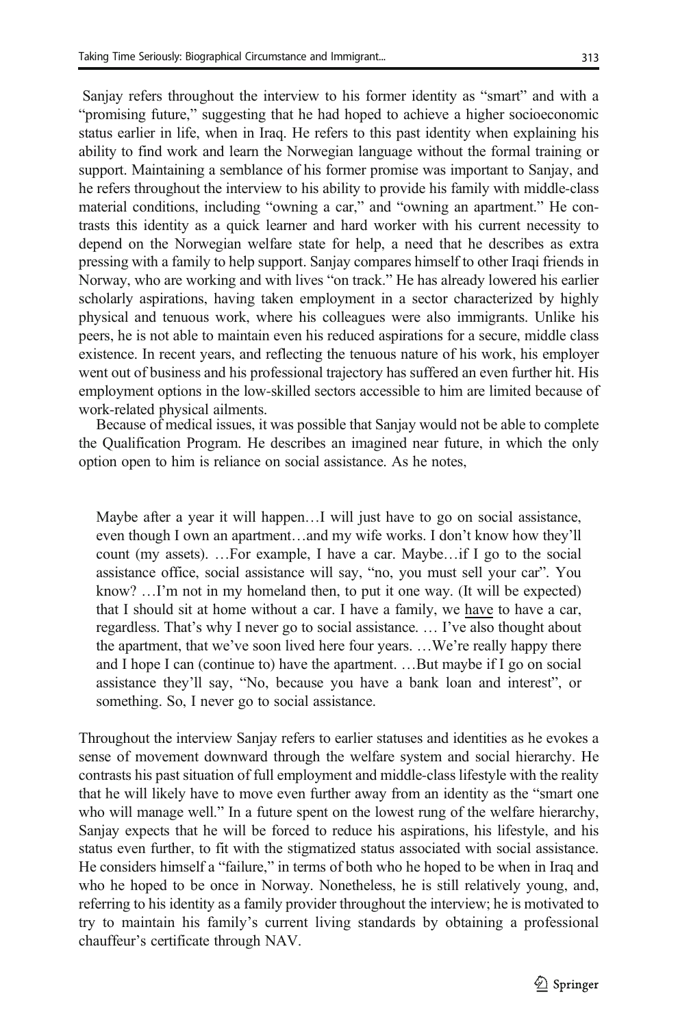Sanjay refers throughout the interview to his former identity as "smart" and with a "promising future," suggesting that he had hoped to achieve a higher socioeconomic status earlier in life, when in Iraq. He refers to this past identity when explaining his ability to find work and learn the Norwegian language without the formal training or support. Maintaining a semblance of his former promise was important to Sanjay, and he refers throughout the interview to his ability to provide his family with middle-class material conditions, including "owning a car," and "owning an apartment." He contrasts this identity as a quick learner and hard worker with his current necessity to depend on the Norwegian welfare state for help, a need that he describes as extra pressing with a family to help support. Sanjay compares himself to other Iraqi friends in Norway, who are working and with lives "on track." He has already lowered his earlier scholarly aspirations, having taken employment in a sector characterized by highly physical and tenuous work, where his colleagues were also immigrants. Unlike his peers, he is not able to maintain even his reduced aspirations for a secure, middle class existence. In recent years, and reflecting the tenuous nature of his work, his employer went out of business and his professional trajectory has suffered an even further hit. His employment options in the low-skilled sectors accessible to him are limited because of work-related physical ailments.

Because of medical issues, it was possible that Sanjay would not be able to complete the Qualification Program. He describes an imagined near future, in which the only option open to him is reliance on social assistance. As he notes,

> Maybe after a year it will happen…I will just have to go on social assistance, even though I own an apartment…and my wife works. I don't know how they'll count (my assets). …For example, I have a car. Maybe…if I go to the social assistance office, social assistance will say, "no, you must sell your car". You know? …I'm not in my homeland then, to put it one way. (It will be expected) that I should sit at home without a car. I have a family, we <u>have</u> to have a car, regardless. That's why I never go to social assistance. … I've also thought about the apartment, that we've soon lived here four years. …We're really happy there and I hope I can (continue to) have the apartment. …But maybe if I go on social assistance they'll say, "No, because you have a bank loan and interest", or something. So, I never go to social assistance.

Throughout the interview Sanjay refers to earlier statuses and identities as he evokes a sense of movement downward through the welfare system and social hierarchy. He contrasts his past situation of full employment and middle-class lifestyle with the reality that he will likely have to move even further away from an identity as the "smart one who will manage well." In a future spent on the lowest rung of the welfare hierarchy, Sanjay expects that he will be forced to reduce his aspirations, his lifestyle, and his status even further, to fit with the stigmatized status associated with social assistance. He considers himself a "failure," in terms of both who he hoped to be when in Iraq and who he hoped to be once in Norway. Nonetheless, he is still relatively young, and, referring to his identity as a family provider throughout the interview; he is motivated to try to maintain his family's current living standards by obtaining a professional chauffeur's certificate through NAV.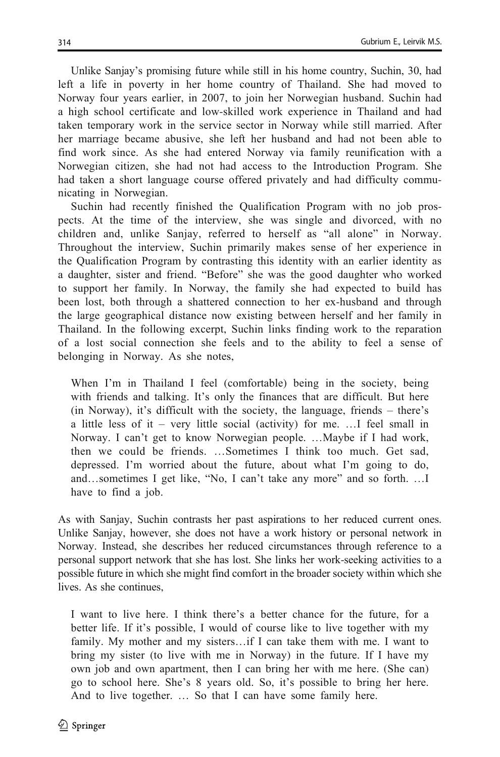Unlike Sanjay's promising future while still in his home country, Suchin, 30, had left a life in poverty in her home country of Thailand. She had moved to Norway four years earlier, in 2007, to join her Norwegian husband. Suchin had a high school certificate and low-skilled work experience in Thailand and had taken temporary work in the service sector in Norway while still married. After her marriage became abusive, she left her husband and had not been able to find work since. As she had entered Norway via family reunification with a Norwegian citizen, she had not had access to the Introduction Program. She had taken a short language course offered privately and had difficulty communicating in Norwegian.

Suchin had recently finished the Qualification Program with no job prospects. At the time of the interview, she was single and divorced, with no children and, unlike Sanjay, referred to herself as "all alone" in Norway. Throughout the interview, Suchin primarily makes sense of her experience in the Qualification Program by contrasting this identity with an earlier identity as a daughter, sister and friend. "Before" she was the good daughter who worked to support her family. In Norway, the family she had expected to build has been lost, both through a shattered connection to her ex-husband and through the large geographical distance now existing between herself and her family in Thailand. In the following excerpt, Suchin links finding work to the reparation of a lost social connection she feels and to the ability to feel a sense of belonging in Norway. As she notes,

> When I'm in Thailand I feel (comfortable) being in the society, being with friends and talking. It's only the finances that are difficult. But here (in Norway), it's difficult with the society, the language, friends – there's a little less of it – very little social (activity) for me. …I feel small in Norway. I can't get to know Norwegian people. …Maybe if I had work, then we could be friends. …Sometimes I think too much. Get sad, depressed. I'm worried about the future, about what I'm going to do, and…sometimes I get like, "No, I can't take any more" and so forth. …I have to find a job.

As with Sanjay, Suchin contrasts her past aspirations to her reduced current ones. Unlike Sanjay, however, she does not have a work history or personal network in Norway. Instead, she describes her reduced circumstances through reference to a personal support network that she has lost. She links her work-seeking activities to a possible future in which she might find comfort in the broader society within which she lives. As she continues,

> I want to live here. I think there's a better chance for the future, for a better life. If it's possible, I would of course like to live together with my family. My mother and my sisters…if I can take them with me. I want to bring my sister (to live with me in Norway) in the future. If I have my own job and own apartment, then I can bring her with me here. (She can) go to school here. She's 8 years old. So, it's possible to bring her here. And to live together. … So that I can have some family here.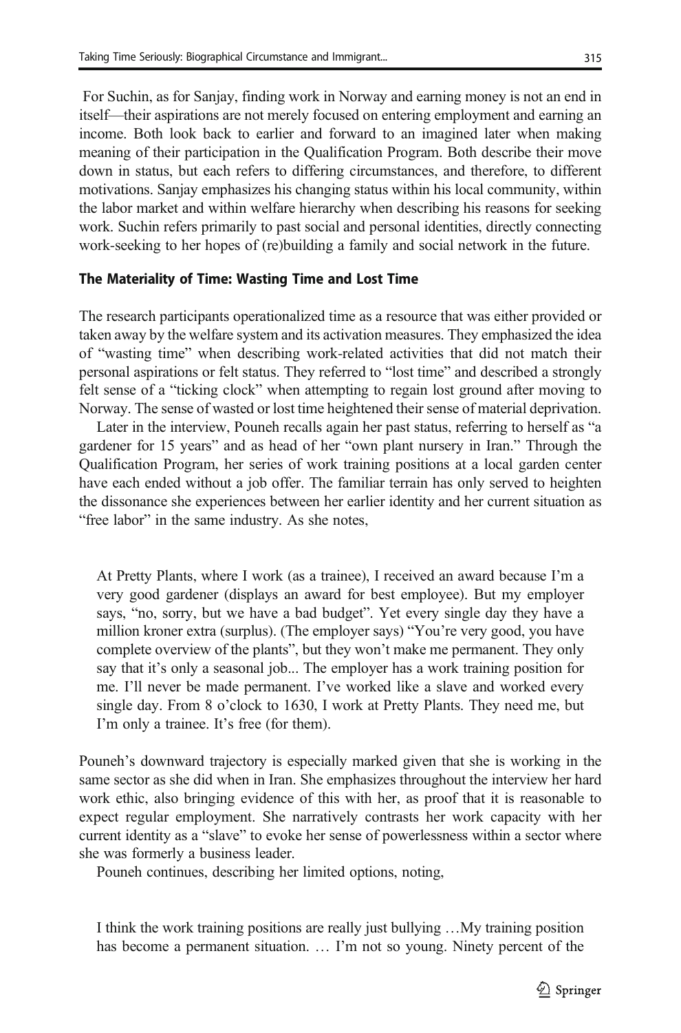For Suchin, as for Sanjay, finding work in Norway and earning money is not an end in itself—their aspirations are not merely focused on entering employment and earning an income. Both look back to earlier and forward to an imagined later when making meaning of their participation in the Qualification Program. Both describe their move down in status, but each refers to differing circumstances, and therefore, to different motivations. Sanjay emphasizes his changing status within his local community, within the labor market and within welfare hierarchy when describing his reasons for seeking work. Suchin refers primarily to past social and personal identities, directly connecting work-seeking to her hopes of (re)building a family and social network in the future.

### The Materiality of Time: Wasting Time and Lost Time

The research participants operationalized time as a resource that was either provided or taken away by the welfare system and its activation measures. They emphasized the idea of "wasting time" when describing work-related activities that did not match their personal aspirations or felt status. They referred to "lost time" and described a strongly felt sense of a "ticking clock" when attempting to regain lost ground after moving to Norway. The sense of wasted or lost time heightened their sense of material deprivation.

Later in the interview, Pouneh recalls again her past status, referring to herself as "a gardener for 15 years" and as head of her "own plant nursery in Iran." Through the Qualification Program, her series of work training positions at a local garden center have each ended without a job offer. The familiar terrain has only served to heighten the dissonance she experiences between her earlier identity and her current situation as "free labor" in the same industry. As she notes,

> At Pretty Plants, where I work (as a trainee), I received an award because I'm a very good gardener (displays an award for best employee). But my employer says, "no, sorry, but we have a bad budget". Yet every single day they have a million kroner extra (surplus). (The employer says) "You're very good, you have complete overview of the plants", but they won't make me permanent. They only say that it's only a seasonal job... The employer has a work training position for me. I'll never be made permanent. I've worked like a slave and worked every single day. From 8 o'clock to 1630, I work at Pretty Plants. They need me, but I'm only a trainee. It's free (for them).

Pouneh's downward trajectory is especially marked given that she is working in the same sector as she did when in Iran. She emphasizes throughout the interview her hard work ethic, also bringing evidence of this with her, as proof that it is reasonable to expect regular employment. She narratively contrasts her work capacity with her current identity as a "slave" to evoke her sense of powerlessness within a sector where she was formerly a business leader.

Pouneh continues, describing her limited options, noting,

> I think the work training positions are really just bullying …My training position has become a permanent situation. … I'm not so young. Ninety percent of the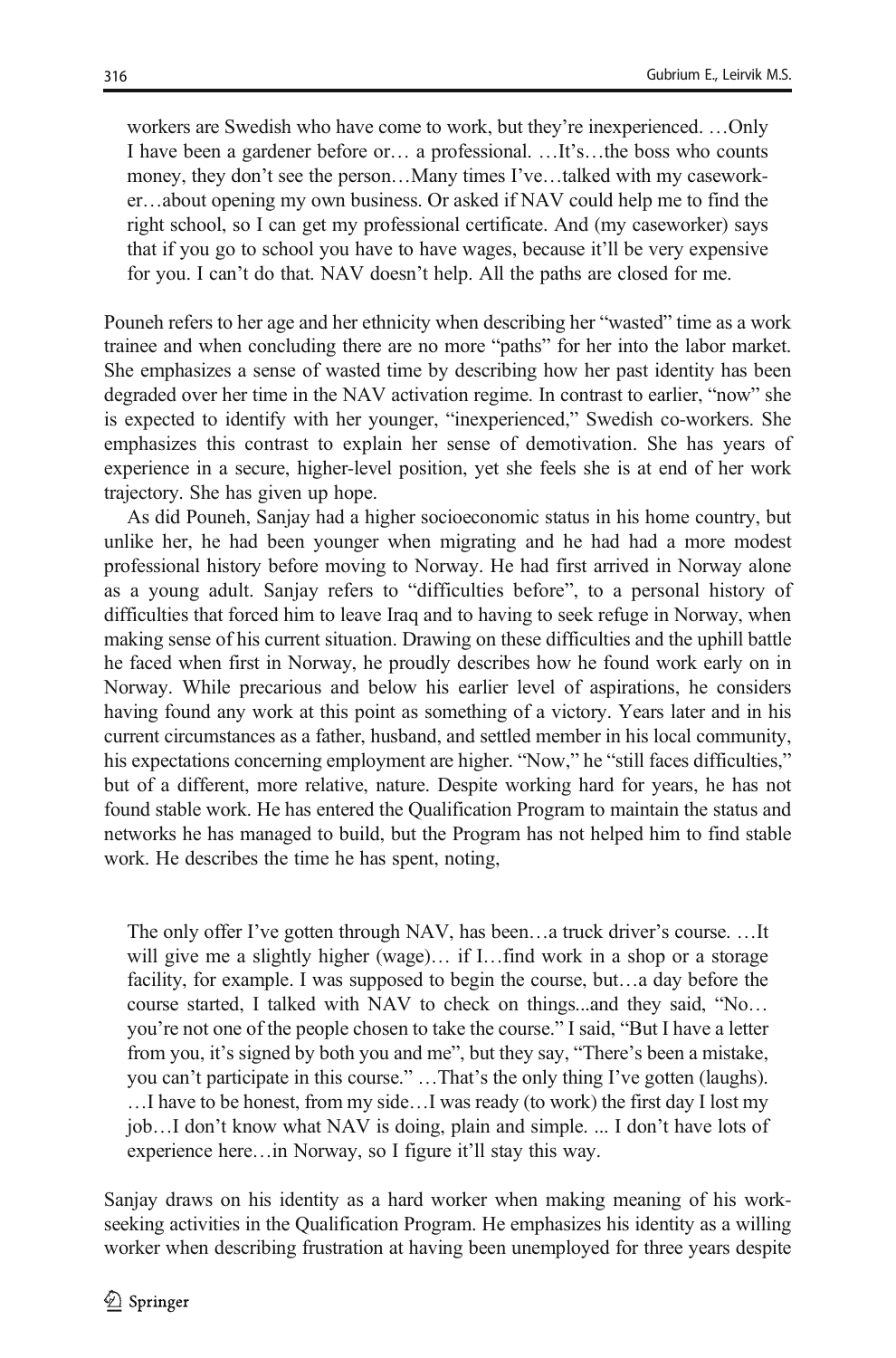> workers are Swedish who have come to work, but they're inexperienced. …Only I have been a gardener before or… a professional. …It's…the boss who counts money, they don't see the person…Many times I've…talked with my caseworker…about opening my own business. Or asked if NAV could help me to find the right school, so I can get my professional certificate. And (my caseworker) says that if you go to school you have to have wages, because it'll be very expensive for you. I can't do that. NAV doesn't help. All the paths are closed for me.

Pouneh refers to her age and her ethnicity when describing her "wasted" time as a work trainee and when concluding there are no more "paths" for her into the labor market. She emphasizes a sense of wasted time by describing how her past identity has been degraded over her time in the NAV activation regime. In contrast to earlier, "now" she is expected to identify with her younger, "inexperienced," Swedish co-workers. She emphasizes this contrast to explain her sense of demotivation. She has years of experience in a secure, higher-level position, yet she feels she is at end of her work trajectory. She has given up hope.

As did Pouneh, Sanjay had a higher socioeconomic status in his home country, but unlike her, he had been younger when migrating and he had had a more modest professional history before moving to Norway. He had first arrived in Norway alone as a young adult. Sanjay refers to "difficulties before", a personal history of difficulties that forced him to leave Iraq and to having to seek refuge in Norway, when making sense of his current situation. Drawing on these difficulties and the uphill battle he faced when first in Norway, he proudly describes how he found work early on in Norway. While precarious and below his earlier level of aspirations, he considers having found any work at this point as something of a victory. Years later and in his current circumstances as a father, husband, and settled member in his local community, his expectations concerning employment are higher. "Now," he "still faces difficulties," but of a different, more relative, nature. Despite working hard for years, he has not found stable work. He has entered the Qualification Program to maintain the status and networks he has managed to build, but the Program has not helped him to find stable work. He describes the time he has spent, noting,

> The only offer I've gotten through NAV, has been…a truck driver's course. …It will give me a slightly higher (wage)… if I…find work in a shop or a storage facility, for example. I was supposed to begin the course, but…a day before the course started, I talked with NAV to check on things...and they said, "No… you're not one of the people chosen to take the course." I said, "But I have a letter from you, it's signed by both you and me", but they say, "There's been a mistake, you can't participate in this course." …That's the only thing I've gotten (laughs). …I have to be honest, from my side…I was ready (to work) the first day I lost my job…I don't know what NAV is doing, plain and simple. ... I don't have lots of experience here…in Norway, so I figure it'll stay this way.

Sanjay draws on his identity as a hard worker when making meaning of his work-seeking activities in the Qualification Program. He emphasizes his identity as a willing worker when describing frustration at having been unemployed for three years despite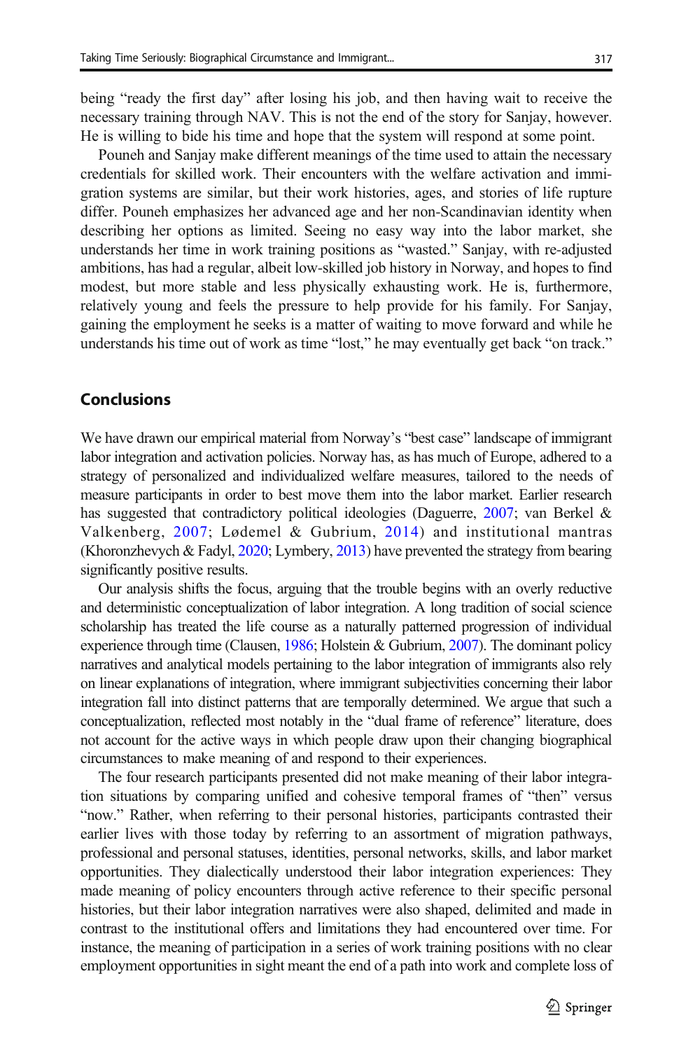being "ready the first day" after losing his job, and then having wait to receive the necessary training through NAV. This is not the end of the story for Sanjay, however. He is willing to bide his time and hope that the system will respond at some point.

Pouneh and Sanjay make different meanings of the time used to attain the necessary credentials for skilled work. Their encounters with the welfare activation and immigration systems are similar, but their work histories, ages, and stories of life rupture differ. Pouneh emphasizes her advanced age and her non-Scandinavian identity when describing her options as limited. Seeing no easy way into the labor market, she understands her time in work training positions as "wasted." Sanjay, with re-adjusted ambitions, has had a regular, albeit low-skilled job history in Norway, and hopes to find modest, but more stable and less physically exhausting work. He is, furthermore, relatively young and feels the pressure to help provide for his family. For Sanjay, gaining the employment he seeks is a matter of waiting to move forward and while he understands his time out of work as time "lost," he may eventually get back "on track."

## Conclusions

We have drawn our empirical material from Norway's "best case" landscape of immigrant labor integration and activation policies. Norway has, as has much of Europe, adhered to a strategy of personalized and individualized welfare measures, tailored to the needs of measure participants in order to best move them into the labor market. Earlier research has suggested that contradictory political ideologies (Daguerre, 2007; van Berkel & Valkenberg, 2007; Lødemel & Gubrium, 2014) and institutional mantras (Khoronzhevych & Fadyl, 2020; Lymbery, 2013) have prevented the strategy from bearing significantly positive results.

Our analysis shifts the focus, arguing that the trouble begins with an overly reductive and deterministic conceptualization of labor integration. A long tradition of social science scholarship has treated the life course as a naturally patterned progression of individual experience through time (Clausen, 1986; Holstein & Gubrium, 2007). The dominant policy narratives and analytical models pertaining to the labor integration of immigrants also rely on linear explanations of integration, where immigrant subjectivities concerning their labor integration fall into distinct patterns that are temporally determined. We argue that such a conceptualization, reflected most notably in the "dual frame of reference" literature, does not account for the active ways in which people draw upon their changing biographical circumstances to make meaning of and respond to their experiences.

The four research participants presented did not make meaning of their labor integration situations by comparing unified and cohesive temporal frames of "then" versus "now." Rather, when referring to their personal histories, participants contrasted their earlier lives with those today by referring to an assortment of migration pathways, professional and personal statuses, identities, personal networks, skills, and labor market opportunities. They dialectically understood their labor integration experiences: They made meaning of policy encounters through active reference to their specific personal histories, but their labor integration narratives were also shaped, delimited and made in contrast to the institutional offers and limitations they had encountered over time. For instance, the meaning of participation in a series of work training positions with no clear employment opportunities in sight meant the end of a path into work and complete loss of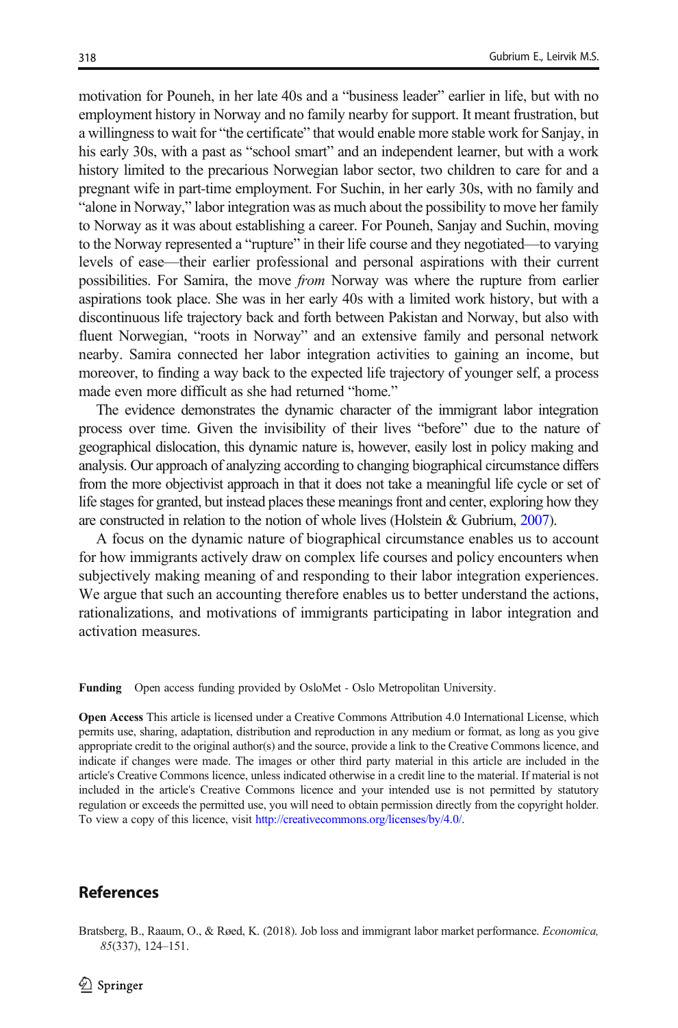motivation for Pouneh, in her late 40s and a "business leader" earlier in life, but with no employment history in Norway and no family nearby for support. It meant frustration, but a willingness to wait for "the certificate" that would enable more stable work for Sanjay, in his early 30s, with a past as "school smart" and an independent learner, but with a work history limited to the precarious Norwegian labor sector, two children to care for and a pregnant wife in part-time employment. For Suchin, in her early 30s, with no family and "alone in Norway," labor integration was as much about the possibility to move her family to Norway as it was about establishing a career. For Pouneh, Sanjay and Suchin, moving to the Norway represented a "rupture" in their life course and they negotiated—to varying levels of ease—their earlier professional and personal aspirations with their current possibilities. For Samira, the move *from* Norway was where the rupture from earlier aspirations took place. She was in her early 40s with a limited work history, but with a discontinuous life trajectory back and forth between Pakistan and Norway, but also with fluent Norwegian, "roots in Norway" and an extensive family and personal network nearby. Samira connected her labor integration activities to gaining an income, but moreover, to finding a way back to the expected life trajectory of younger self, a process made even more difficult as she had returned "home."

The evidence demonstrates the dynamic character of the immigrant labor integration process over time. Given the invisibility of their lives "before" due to the nature of geographical dislocation, this dynamic nature is, however, easily lost in policy making and analysis. Our approach of analyzing according to changing biographical circumstance differs from the more objectivist approach in that it does not take a meaningful life cycle or set of life stages for granted, but instead places these meanings front and center, exploring how they are constructed in relation to the notion of whole lives (Holstein & Gubrium, 2007).

A focus on the dynamic nature of biographical circumstance enables us to account for how immigrants actively draw on complex life courses and policy encounters when subjectively making meaning of and responding to their labor integration experiences. We argue that such an accounting therefore enables us to better understand the actions, rationalizations, and motivations of immigrants participating in labor integration and activation measures.

**Funding** Open access funding provided by OsloMet - Oslo Metropolitan University.

**Open Access** This article is licensed under a Creative Commons Attribution 4.0 International License, which permits use, sharing, adaptation, distribution and reproduction in any medium or format, as long as you give appropriate credit to the original author(s) and the source, provide a link to the Creative Commons licence, and indicate if changes were made. The images or other third party material in this article are included in the article's Creative Commons licence, unless indicated otherwise in a credit line to the material. If material is not included in the article's Creative Commons licence and your intended use is not permitted by statutory regulation or exceeds the permitted use, you will need to obtain permission directly from the copyright holder. To view a copy of this licence, visit http://creativecommons.org/licenses/by/4.0/.

## References

Bratsberg, B., Raaum, O., & Røed, K. (2018). Job loss and immigrant labor market performance. *Economica, 85*(337), 124–151.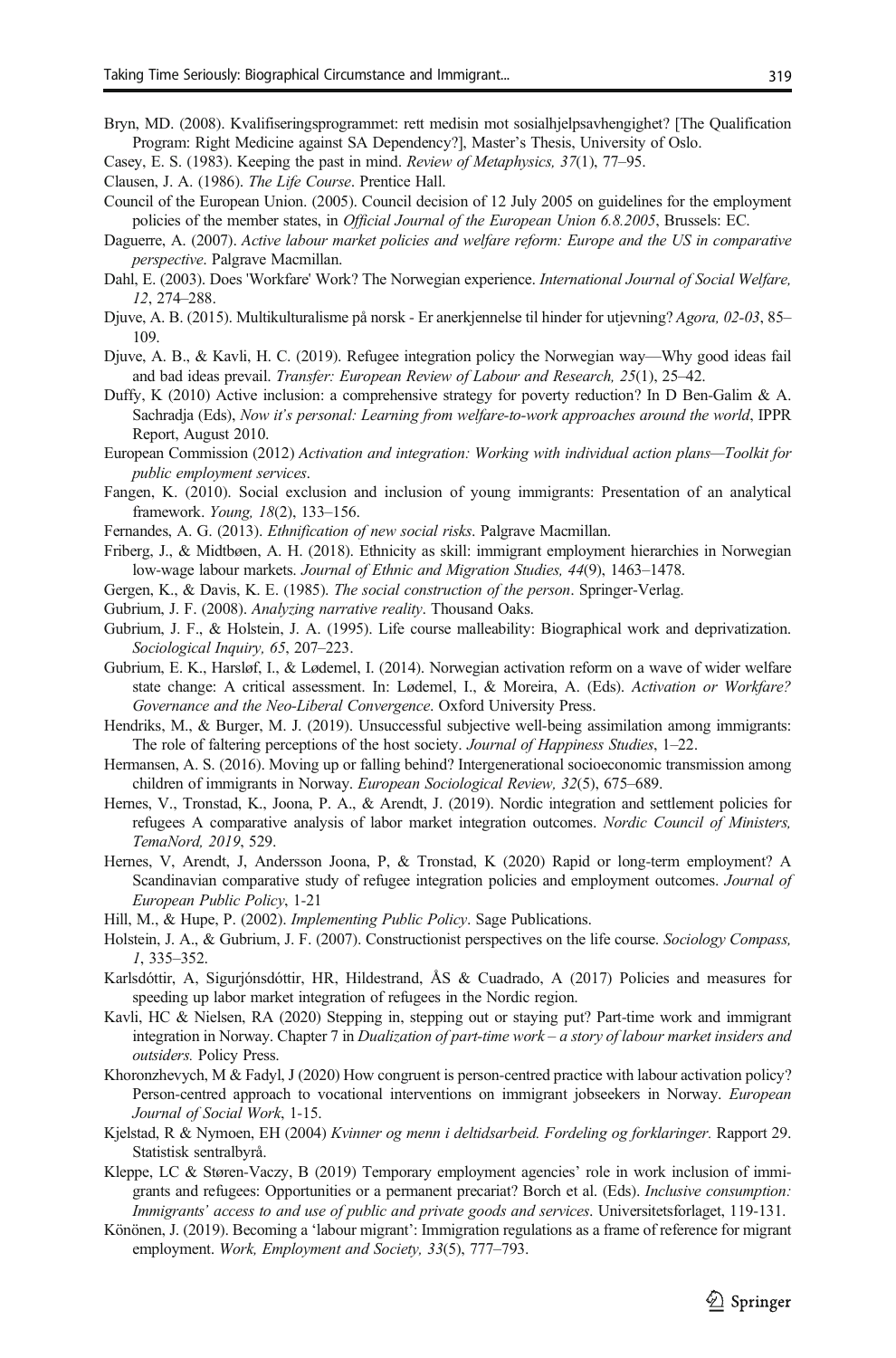Bryn, MD. (2008). Kvalifiseringsprogrammet: rett medisin mot sosialhjelpsavhengighet? [The Qualification Program: Right Medicine against SA Dependency?], Master's Thesis, University of Oslo.

Casey, E. S. (1983). Keeping the past in mind. *Review of Metaphysics, 37*(1), 77–95.

Clausen, J. A. (1986). *The Life Course*. Prentice Hall.

Council of the European Union. (2005). Council decision of 12 July 2005 on guidelines for the employment policies of the member states, in *Official Journal of the European Union 6.8.2005*, Brussels: EC.

Daguerre, A. (2007). *Active labour market policies and welfare reform: Europe and the US in comparative perspective*. Palgrave Macmillan.

Dahl, E. (2003). Does 'Workfare' Work? The Norwegian experience. *International Journal of Social Welfare, 12*, 274–288.

Djuve, A. B. (2015). Multikulturalisme på norsk - Er anerkjennelse til hinder for utjevning? *Agora, 02-03*, 85–109.

Djuve, A. B., & Kavli, H. C. (2019). Refugee integration policy the Norwegian way—Why good ideas fail and bad ideas prevail. *Transfer: European Review of Labour and Research, 25*(1), 25–42.

Duffy, K (2010) Active inclusion: a comprehensive strategy for poverty reduction? In D Ben-Galim & A. Sachradja (Eds), *Now it's personal: Learning from welfare-to-work approaches around the world*, IPPR Report, August 2010.

European Commission (2012) *Activation and integration: Working with individual action plans—Toolkit for public employment services*.

Fangen, K. (2010). Social exclusion and inclusion of young immigrants: Presentation of an analytical framework. *Young, 18*(2), 133–156.

Fernandes, A. G. (2013). *Ethnification of new social risks*. Palgrave Macmillan.

Friberg, J., & Midtbøen, A. H. (2018). Ethnicity as skill: immigrant employment hierarchies in Norwegian low-wage labour markets. *Journal of Ethnic and Migration Studies, 44*(9), 1463–1478.

Gergen, K., & Davis, K. E. (1985). *The social construction of the person*. Springer-Verlag.

Gubrium, J. F. (2008). *Analyzing narrative reality*. Thousand Oaks.

Gubrium, J. F., & Holstein, J. A. (1995). Life course malleability: Biographical work and deprivatization. *Sociological Inquiry, 65*, 207–223.

Gubrium, E. K., Harsløf, I., & Lødemel, I. (2014). Norwegian activation reform on a wave of wider welfare state change: A critical assessment. In: Lødemel, I., & Moreira, A. (Eds). *Activation or Workfare? Governance and the Neo-Liberal Convergence*. Oxford University Press.

Hendriks, M., & Burger, M. J. (2019). Unsuccessful subjective well-being assimilation among immigrants: The role of faltering perceptions of the host society. *Journal of Happiness Studies*, 1–22.

Hermansen, A. S. (2016). Moving up or falling behind? Intergenerational socioeconomic transmission among children of immigrants in Norway. *European Sociological Review, 32*(5), 675–689.

Hernes, V., Tronstad, K., Joona, P. A., & Arendt, J. (2019). Nordic integration and settlement policies for refugees A comparative analysis of labor market integration outcomes. *Nordic Council of Ministers, TemaNord, 2019*, 529.

Hernes, V, Arendt, J, Andersson Joona, P, & Tronstad, K (2020) Rapid or long-term employment? A Scandinavian comparative study of refugee integration policies and employment outcomes. *Journal of European Public Policy*, 1-21

Hill, M., & Hupe, P. (2002). *Implementing Public Policy*. Sage Publications.

Holstein, J. A., & Gubrium, J. F. (2007). Constructionist perspectives on the life course. *Sociology Compass, 1*, 335–352.

Karlsdóttir, A, Sigurjónsdóttir, HR, Hildestrand, ÅS & Cuadrado, A (2017) Policies and measures for speeding up labor market integration of refugees in the Nordic region.

Kavli, HC & Nielsen, RA (2020) Stepping in, stepping out or staying put? Part-time work and immigrant integration in Norway. Chapter 7 in *Dualization of part-time work – a story of labour market insiders and outsiders.* Policy Press.

Khoronzhevych, M & Fadyl, J (2020) How congruent is person-centred practice with labour activation policy? Person-centred approach to vocational interventions on immigrant jobseekers in Norway. *European Journal of Social Work*, 1-15.

Kjelstad, R & Nymoen, EH (2004) *Kvinner og menn i deltidsarbeid. Fordeling og forklaringer.* Rapport 29. Statistisk sentralbyrå.

Kleppe, LC & Støren-Vaczy, B (2019) Temporary employment agencies' role in work inclusion of immigrants and refugees: Opportunities or a permanent precariat? Borch et al. (Eds). *Inclusive consumption: Immigrants' access to and use of public and private goods and services*. Universitetsforlaget, 119-131.

Könönen, J. (2019). Becoming a 'labour migrant': Immigration regulations as a frame of reference for migrant employment. *Work, Employment and Society, 33*(5), 777–793.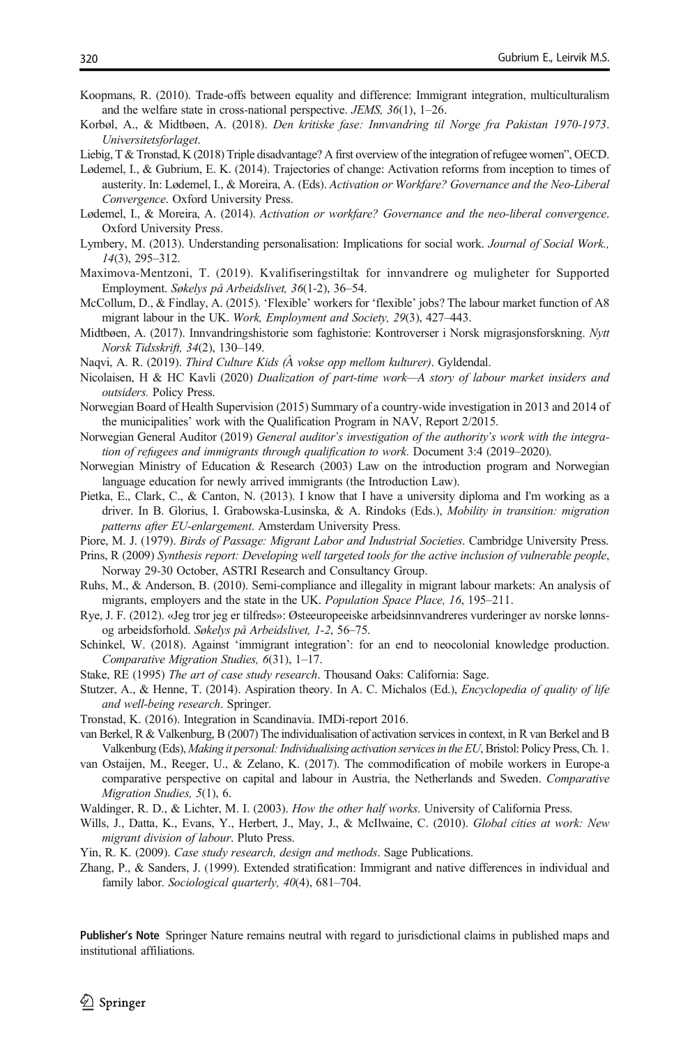Koopmans, R. (2010). Trade-offs between equality and difference: Immigrant integration, multiculturalism and the welfare state in cross-national perspective. *JEMS, 36*(1), 1–26.

Korbøl, A., & Midtbøen, A. (2018). *Den kritiske fase: Innvandring til Norge fra Pakistan 1970-1973*. *Universitetsforlaget*.

Liebig, T & Tronstad, K (2018) Triple disadvantage? A first overview of the integration of refugee women", OECD.

Lødemel, I., & Gubrium, E. K. (2014). Trajectories of change: Activation reforms from inception to times of austerity. In: Lødemel, I., & Moreira, A. (Eds). *Activation or Workfare? Governance and the Neo-Liberal Convergence*. Oxford University Press.

Lødemel, I., & Moreira, A. (2014). *Activation or workfare? Governance and the neo-liberal convergence*. Oxford University Press.

Lymbery, M. (2013). Understanding personalisation: Implications for social work. *Journal of Social Work., 14*(3), 295–312.

Maximova-Mentzoni, T. (2019). Kvalifiseringstiltak for innvandrere og muligheter for Supported Employment. *Søkelys på Arbeidslivet, 36*(1-2), 36–54.

McCollum, D., & Findlay, A. (2015). 'Flexible' workers for 'flexible' jobs? The labour market function of A8 migrant labour in the UK. *Work, Employment and Society, 29*(3), 427–443.

Midtbøen, A. (2017). Innvandringshistorie som faghistorie: Kontroverser i Norsk migrasjonsforskning. *Nytt Norsk Tidsskrift, 34*(2), 130–149.

Naqvi, A. R. (2019). *Third Culture Kids (Å vokse opp mellom kulturer)*. Gyldendal.

Nicolaisen, H & HC Kavli (2020) *Dualization of part-time work—A story of labour market insiders and outsiders.* Policy Press.

Norwegian Board of Health Supervision (2015) Summary of a country-wide investigation in 2013 and 2014 of the municipalities' work with the Qualification Program in NAV, Report 2/2015.

Norwegian General Auditor (2019) *General auditor's investigation of the authority's work with the integration of refugees and immigrants through qualification to work.* Document 3:4 (2019–2020).

Norwegian Ministry of Education & Research (2003) Law on the introduction program and Norwegian language education for newly arrived immigrants (the Introduction Law).

Pietka, E., Clark, C., & Canton, N. (2013). I know that I have a university diploma and I'm working as a driver. In B. Glorius, I. Grabowska-Lusinska, & A. Rindoks (Eds.), *Mobility in transition: migration patterns after EU-enlargement*. Amsterdam University Press.

Piore, M. J. (1979). *Birds of Passage: Migrant Labor and Industrial Societies*. Cambridge University Press.

Prins, R (2009) *Synthesis report: Developing well targeted tools for the active inclusion of vulnerable people*, Norway 29-30 October, ASTRI Research and Consultancy Group.

Ruhs, M., & Anderson, B. (2010). Semi-compliance and illegality in migrant labour markets: An analysis of migrants, employers and the state in the UK. *Population Space Place, 16*, 195–211.

Rye, J. F. (2012). «Jeg tror jeg er tilfreds»: Østeeuropeeiske arbeidsinnvandreres vurderinger av norske lønns- og arbeidsforhold. *Søkelys på Arbeidslivet, 1-2*, 56–75.

Schinkel, W. (2018). Against 'immigrant integration': for an end to neocolonial knowledge production. *Comparative Migration Studies, 6*(31), 1–17.

Stake, RE (1995) *The art of case study research*. Thousand Oaks: California: Sage.

Stutzer, A., & Henne, T. (2014). Aspiration theory. In A. C. Michalos (Ed.), *Encyclopedia of quality of life and well-being research*. Springer.

Tronstad, K. (2016). Integration in Scandinavia. IMDi-report 2016.

van Berkel, R & Valkenburg, B (2007) The individualisation of activation services in context, in R van Berkel and B Valkenburg (Eds), *Making it personal: Individualising activation services in the EU*, Bristol: Policy Press, Ch. 1.

van Ostaijen, M., Reeger, U., & Zelano, K. (2017). The commodification of mobile workers in Europe-a comparative perspective on capital and labour in Austria, the Netherlands and Sweden. *Comparative Migration Studies, 5*(1), 6.

Waldinger, R. D., & Lichter, M. I. (2003). *How the other half works*. University of California Press.

Wills, J., Datta, K., Evans, Y., Herbert, J., May, J., & McIlwaine, C. (2010). *Global cities at work: New migrant division of labour*. Pluto Press.

Yin, R. K. (2009). *Case study research, design and methods*. Sage Publications.

Zhang, P., & Sanders, J. (1999). Extended stratification: Immigrant and native differences in individual and family labor. *Sociological quarterly, 40*(4), 681–704.

**Publisher's Note** Springer Nature remains neutral with regard to jurisdictional claims in published maps and institutional affiliations.